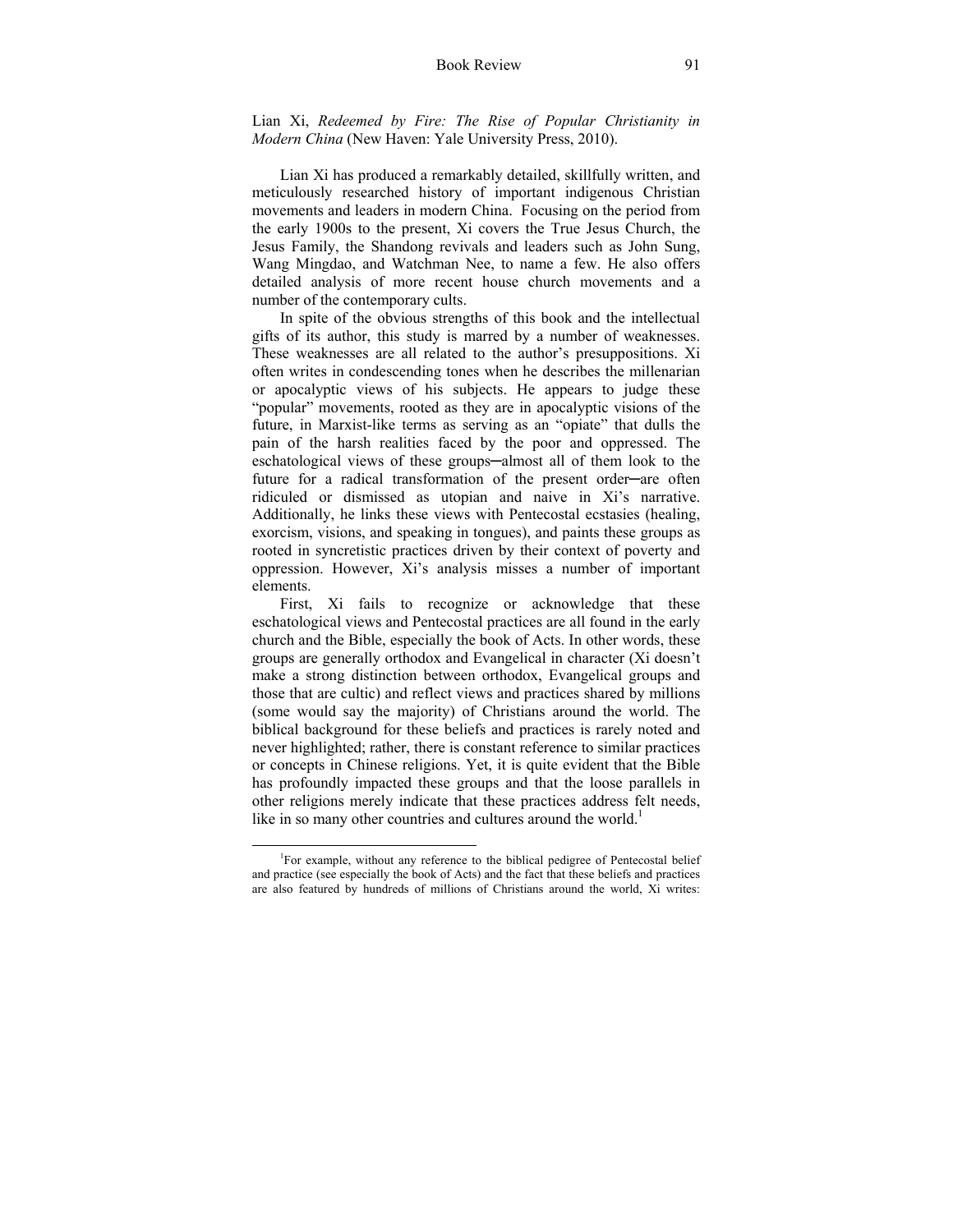Lian Xi, *Redeemed by Fire: The Rise of Popular Christianity in Modern China* (New Haven: Yale University Press, 2010).

Lian Xi has produced a remarkably detailed, skillfully written, and meticulously researched history of important indigenous Christian movements and leaders in modern China. Focusing on the period from the early 1900s to the present, Xi covers the True Jesus Church, the Jesus Family, the Shandong revivals and leaders such as John Sung, Wang Mingdao, and Watchman Nee, to name a few. He also offers detailed analysis of more recent house church movements and a number of the contemporary cults.

In spite of the obvious strengths of this book and the intellectual gifts of its author, this study is marred by a number of weaknesses. These weaknesses are all related to the author's presuppositions. Xi often writes in condescending tones when he describes the millenarian or apocalyptic views of his subjects. He appears to judge these "popular" movements, rooted as they are in apocalyptic visions of the future, in Marxist-like terms as serving as an "opiate" that dulls the pain of the harsh realities faced by the poor and oppressed. The eschatological views of these groups─almost all of them look to the future for a radical transformation of the present order─are often ridiculed or dismissed as utopian and naive in Xi's narrative. Additionally, he links these views with Pentecostal ecstasies (healing, exorcism, visions, and speaking in tongues), and paints these groups as rooted in syncretistic practices driven by their context of poverty and oppression. However, Xi's analysis misses a number of important elements.

First, Xi fails to recognize or acknowledge that these eschatological views and Pentecostal practices are all found in the early church and the Bible, especially the book of Acts. In other words, these groups are generally orthodox and Evangelical in character (Xi doesn't make a strong distinction between orthodox, Evangelical groups and those that are cultic) and reflect views and practices shared by millions (some would say the majority) of Christians around the world. The biblical background for these beliefs and practices is rarely noted and never highlighted; rather, there is constant reference to similar practices or concepts in Chinese religions. Yet, it is quite evident that the Bible has profoundly impacted these groups and that the loose parallels in other religions merely indicate that these practices address felt needs, like in so many other countries and cultures around the world.[1]

---

[1]For example, without any reference to the biblical pedigree of Pentecostal belief and practice (see especially the book of Acts) and the fact that these beliefs and practices are also featured by hundreds of millions of Christians around the world, Xi writes: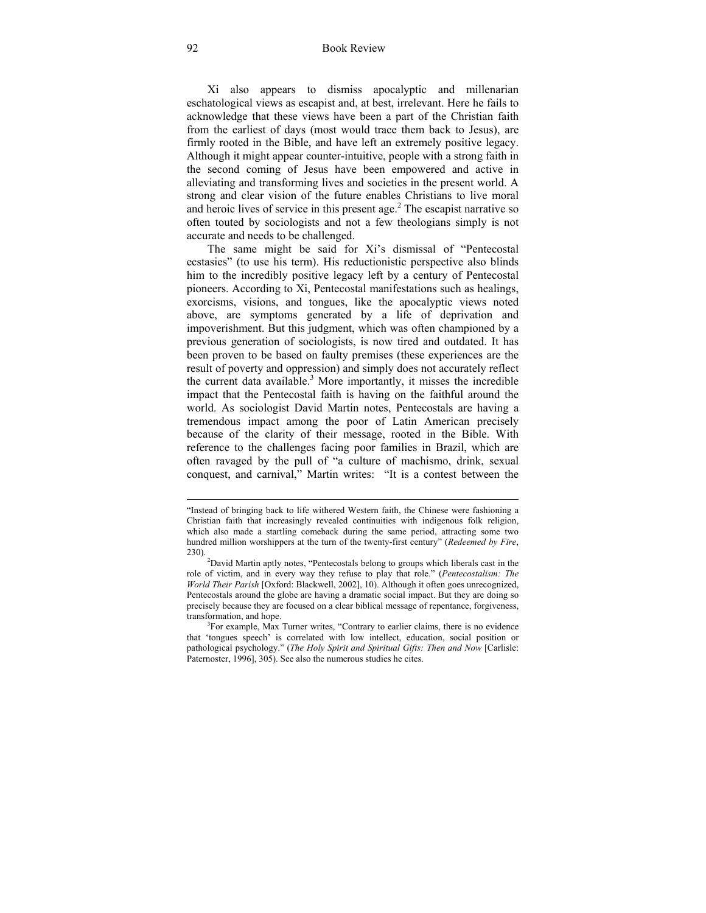Xi also appears to dismiss apocalyptic and millenarian eschatological views as escapist and, at best, irrelevant. Here he fails to acknowledge that these views have been a part of the Christian faith from the earliest of days (most would trace them back to Jesus), are firmly rooted in the Bible, and have left an extremely positive legacy. Although it might appear counter-intuitive, people with a strong faith in the second coming of Jesus have been empowered and active in alleviating and transforming lives and societies in the present world. A strong and clear vision of the future enables Christians to live moral and heroic lives of service in this present age.[2] The escapist narrative so often touted by sociologists and not a few theologians simply is not accurate and needs to be challenged.

The same might be said for Xi's dismissal of "Pentecostal ecstasies" (to use his term). His reductionistic perspective also blinds him to the incredibly positive legacy left by a century of Pentecostal pioneers. According to Xi, Pentecostal manifestations such as healings, exorcisms, visions, and tongues, like the apocalyptic views noted above, are symptoms generated by a life of deprivation and impoverishment. But this judgment, which was often championed by a previous generation of sociologists, is now tired and outdated. It has been proven to be based on faulty premises (these experiences are the result of poverty and oppression) and simply does not accurately reflect the current data available.[3] More importantly, it misses the incredible impact that the Pentecostal faith is having on the faithful around the world. As sociologist David Martin notes, Pentecostals are having a tremendous impact among the poor of Latin American precisely because of the clarity of their message, rooted in the Bible. With reference to the challenges facing poor families in Brazil, which are often ravaged by the pull of "a culture of machismo, drink, sexual conquest, and carnival," Martin writes: "It is a contest between the

---

"Instead of bringing back to life withered Western faith, the Chinese were fashioning a Christian faith that increasingly revealed continuities with indigenous folk religion, which also made a startling comeback during the same period, attracting some two hundred million worshippers at the turn of the twenty-first century" (*Redeemed by Fire*, 230).

[2]David Martin aptly notes, "Pentecostals belong to groups which liberals cast in the role of victim, and in every way they refuse to play that role." (*Pentecostalism: The World Their Parish* [Oxford: Blackwell, 2002], 10). Although it often goes unrecognized, Pentecostals around the globe are having a dramatic social impact. But they are doing so precisely because they are focused on a clear biblical message of repentance, forgiveness, transformation, and hope.

[3]For example, Max Turner writes, "Contrary to earlier claims, there is no evidence that 'tongues speech' is correlated with low intellect, education, social position or pathological psychology." (*The Holy Spirit and Spiritual Gifts: Then and Now* [Carlisle: Paternoster, 1996], 305). See also the numerous studies he cites.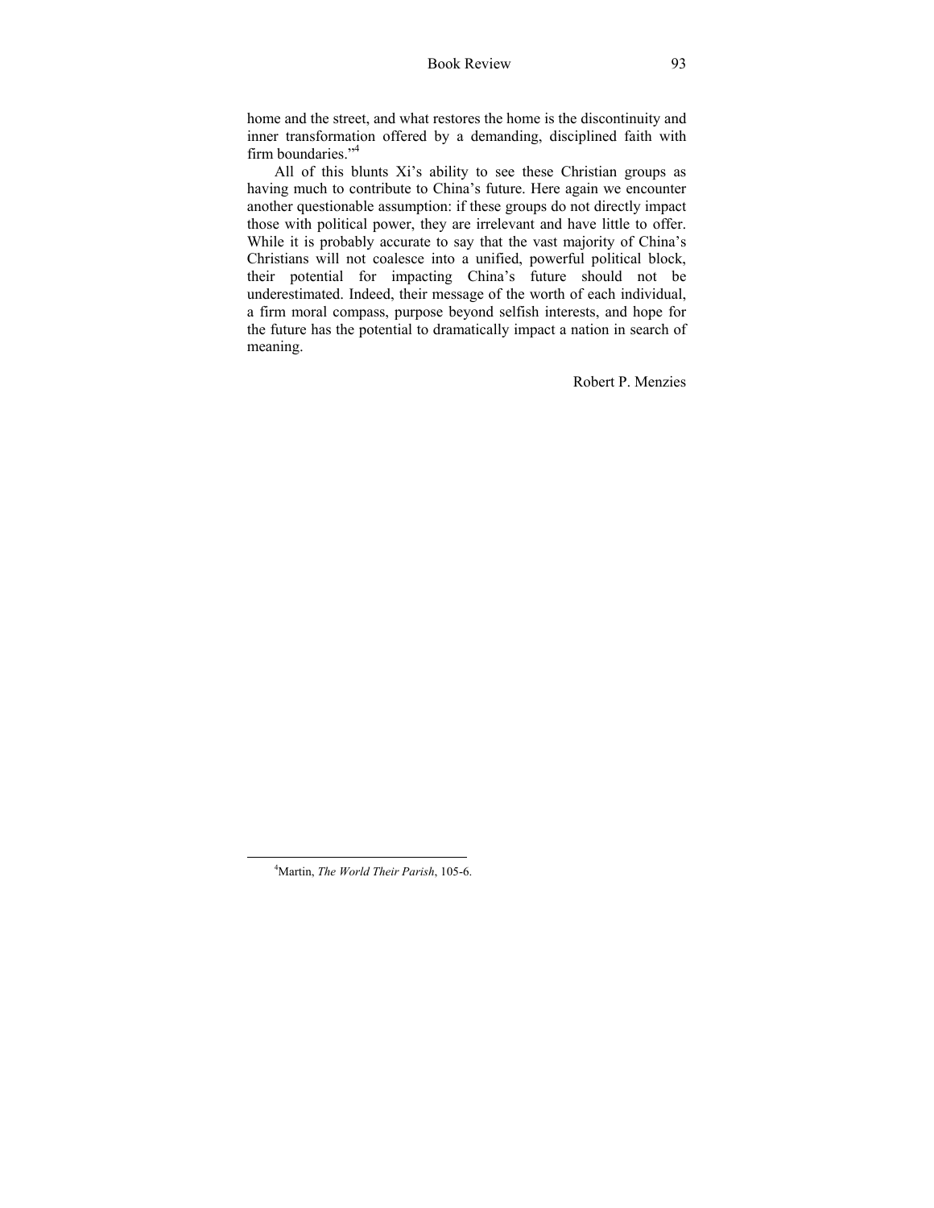home and the street, and what restores the home is the discontinuity and inner transformation offered by a demanding, disciplined faith with firm boundaries."[4]

All of this blunts Xi's ability to see these Christian groups as having much to contribute to China's future. Here again we encounter another questionable assumption: if these groups do not directly impact those with political power, they are irrelevant and have little to offer. While it is probably accurate to say that the vast majority of China's Christians will not coalesce into a unified, powerful political block, their potential for impacting China's future should not be underestimated. Indeed, their message of the worth of each individual, a firm moral compass, purpose beyond selfish interests, and hope for the future has the potential to dramatically impact a nation in search of meaning.

Robert P. Menzies

---

[4]Martin, *The World Their Parish*, 105-6.